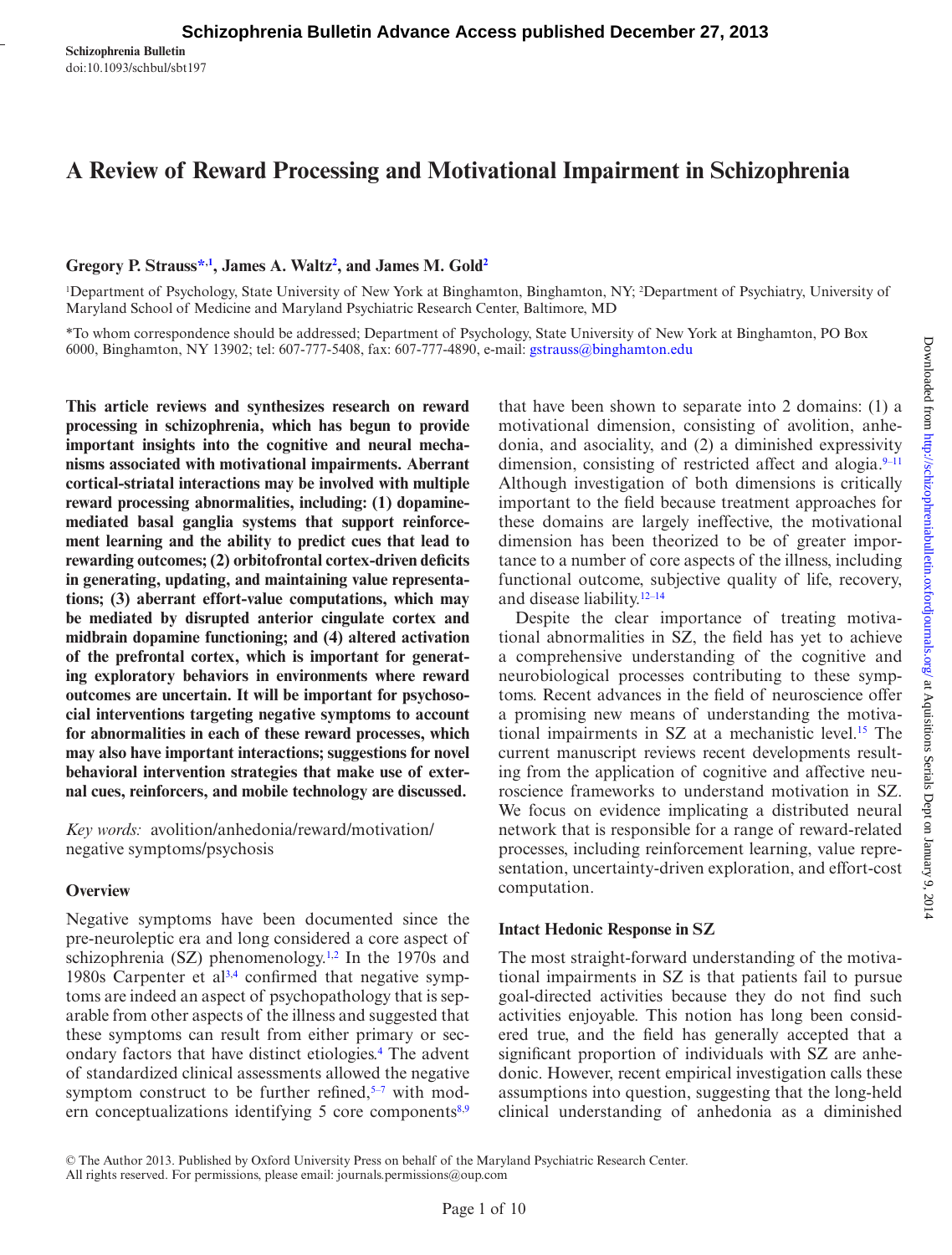Schizophrenia Bulletin
doi:10.1093/schbul/sbt197

# A Review of Reward Processing and Motivational Impairment in Schizophrenia

**Gregory P. Strauss*[,1], James A. Waltz[2], and James M. Gold[2]**

[1]Department of Psychology, State University of New York at Binghamton, Binghamton, NY; [2]Department of Psychiatry, University of Maryland School of Medicine and Maryland Psychiatric Research Center, Baltimore, MD

*To whom correspondence should be addressed; Department of Psychology, State University of New York at Binghamton, PO Box 6000, Binghamton, NY 13902; tel: 607-777-5408, fax: 607-777-4890, e-mail: gstrauss@binghamton.edu

**This article reviews and synthesizes research on reward processing in schizophrenia, which has begun to provide important insights into the cognitive and neural mechanisms associated with motivational impairments. Aberrant cortical-striatal interactions may be involved with multiple reward processing abnormalities, including: (1) dopamine-mediated basal ganglia systems that support reinforcement learning and the ability to predict cues that lead to rewarding outcomes; (2) orbitofrontal cortex-driven deficits in generating, updating, and maintaining value representations; (3) aberrant effort-value computations, which may be mediated by disrupted anterior cingulate cortex and midbrain dopamine functioning; and (4) altered activation of the prefrontal cortex, which is important for generating exploratory behaviors in environments where reward outcomes are uncertain. It will be important for psychosocial interventions targeting negative symptoms to account for abnormalities in each of these reward processes, which may also have important interactions; suggestions for novel behavioral intervention strategies that make use of external cues, reinforcers, and mobile technology are discussed.**

*Key words:* avolition/anhedonia/reward/motivation/negative symptoms/psychosis

## Overview

Negative symptoms have been documented since the pre-neuroleptic era and long considered a core aspect of schizophrenia (SZ) phenomenology.[1,2] In the 1970s and 1980s Carpenter et al[3,4] confirmed that negative symptoms are indeed an aspect of psychopathology that is separable from other aspects of the illness and suggested that these symptoms can result from either primary or secondary factors that have distinct etiologies.[4] The advent of standardized clinical assessments allowed the negative symptom construct to be further refined,[5–7] with modern conceptualizations identifying 5 core components[8,9] that have been shown to separate into 2 domains: (1) a motivational dimension, consisting of avolition, anhedonia, and asociality, and (2) a diminished expressivity dimension, consisting of restricted affect and alogia.[9–11] Although investigation of both dimensions is critically important to the field because treatment approaches for these domains are largely ineffective, the motivational dimension has been theorized to be of greater importance to a number of core aspects of the illness, including functional outcome, subjective quality of life, recovery, and disease liability.[12–14]

Despite the clear importance of treating motivational abnormalities in SZ, the field has yet to achieve a comprehensive understanding of the cognitive and neurobiological processes contributing to these symptoms. Recent advances in the field of neuroscience offer a promising new means of understanding the motivational impairments in SZ at a mechanistic level.[15] The current manuscript reviews recent developments resulting from the application of cognitive and affective neuroscience frameworks to understand motivation in SZ. We focus on evidence implicating a distributed neural network that is responsible for a range of reward-related processes, including reinforcement learning, value representation, uncertainty-driven exploration, and effort-cost computation.

## Intact Hedonic Response in SZ

The most straight-forward understanding of the motivational impairments in SZ is that patients fail to pursue goal-directed activities because they do not find such activities enjoyable. This notion has long been considered true, and the field has generally accepted that a significant proportion of individuals with SZ are anhedonic. However, recent empirical investigation calls these assumptions into question, suggesting that the long-held clinical understanding of anhedonia as a diminished

© The Author 2013. Published by Oxford University Press on behalf of the Maryland Psychiatric Research Center.
All rights reserved. For permissions, please email: journals.permissions@oup.com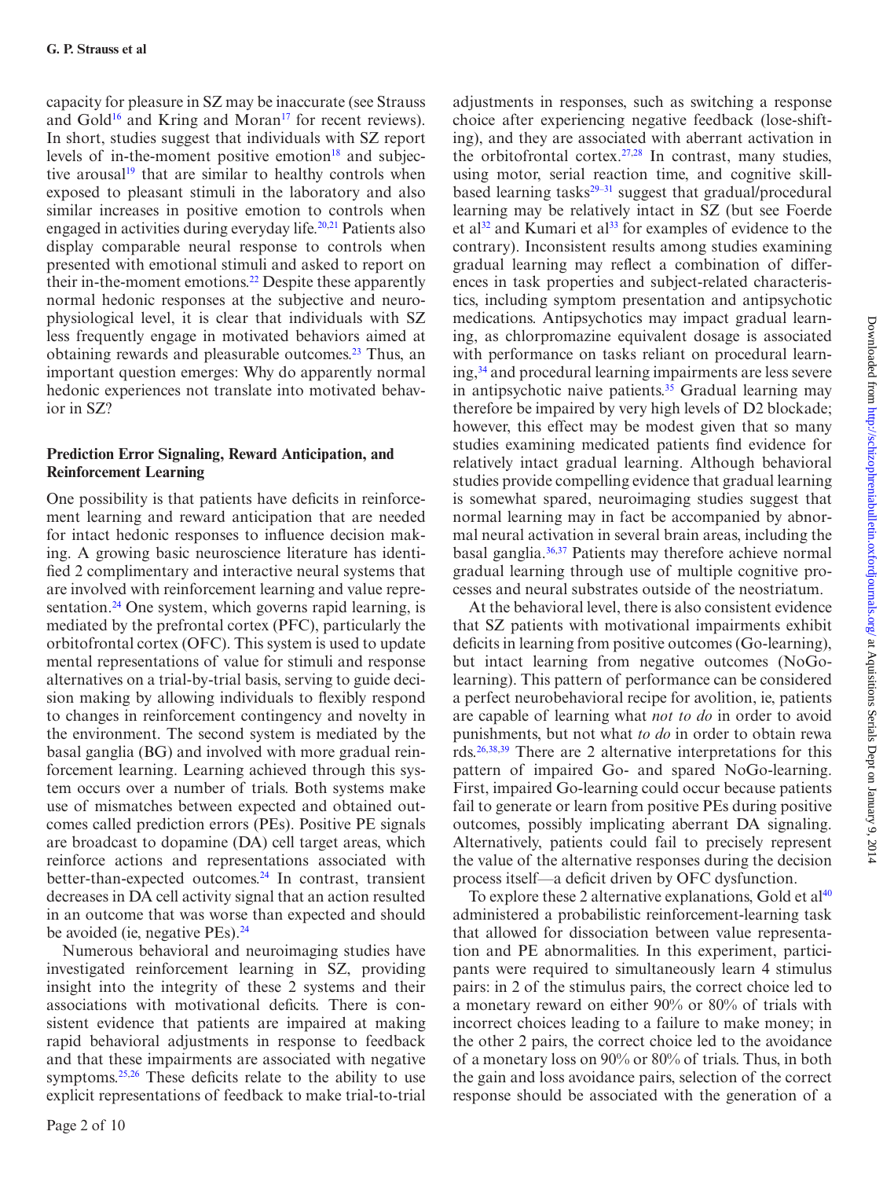capacity for pleasure in SZ may be inaccurate (see Strauss and Gold[16] and Kring and Moran[17] for recent reviews). In short, studies suggest that individuals with SZ report levels of in-the-moment positive emotion[18] and subjective arousal[19] that are similar to healthy controls when exposed to pleasant stimuli in the laboratory and also similar increases in positive emotion to controls when engaged in activities during everyday life.[20,21] Patients also display comparable neural response to controls when presented with emotional stimuli and asked to report on their in-the-moment emotions.[22] Despite these apparently normal hedonic responses at the subjective and neurophysiological level, it is clear that individuals with SZ less frequently engage in motivated behaviors aimed at obtaining rewards and pleasurable outcomes.[23] Thus, an important question emerges: Why do apparently normal hedonic experiences not translate into motivated behavior in SZ?

### Prediction Error Signaling, Reward Anticipation, and Reinforcement Learning

One possibility is that patients have deficits in reinforcement learning and reward anticipation that are needed for intact hedonic responses to influence decision making. A growing basic neuroscience literature has identified 2 complimentary and interactive neural systems that are involved with reinforcement learning and value representation.[24] One system, which governs rapid learning, is mediated by the prefrontal cortex (PFC), particularly the orbitofrontal cortex (OFC). This system is used to update mental representations of value for stimuli and response alternatives on a trial-by-trial basis, serving to guide decision making by allowing individuals to flexibly respond to changes in reinforcement contingency and novelty in the environment. The second system is mediated by the basal ganglia (BG) and involved with more gradual reinforcement learning. Learning achieved through this system occurs over a number of trials. Both systems make use of mismatches between expected and obtained outcomes called prediction errors (PEs). Positive PE signals are broadcast to dopamine (DA) cell target areas, which reinforce actions and representations associated with better-than-expected outcomes.[24] In contrast, transient decreases in DA cell activity signal that an action resulted in an outcome that was worse than expected and should be avoided (ie, negative PEs).[24]

Numerous behavioral and neuroimaging studies have investigated reinforcement learning in SZ, providing insight into the integrity of these 2 systems and their associations with motivational deficits. There is consistent evidence that patients are impaired at making rapid behavioral adjustments in response to feedback and that these impairments are associated with negative symptoms.[25,26] These deficits relate to the ability to use explicit representations of feedback to make trial-to-trial adjustments in responses, such as switching a response choice after experiencing negative feedback (lose-shifting), and they are associated with aberrant activation in the orbitofrontal cortex.[27,28] In contrast, many studies, using motor, serial reaction time, and cognitive skill-based learning tasks[29–31] suggest that gradual/procedural learning may be relatively intact in SZ (but see Foerde et al[32] and Kumari et al[33] for examples of evidence to the contrary). Inconsistent results among studies examining gradual learning may reflect a combination of differences in task properties and subject-related characteristics, including symptom presentation and antipsychotic medications. Antipsychotics may impact gradual learning, as chlorpromazine equivalent dosage is associated with performance on tasks reliant on procedural learning,[34] and procedural learning impairments are less severe in antipsychotic naive patients.[35] Gradual learning may therefore be impaired by very high levels of D2 blockade; however, this effect may be modest given that so many studies examining medicated patients find evidence for relatively intact gradual learning. Although behavioral studies provide compelling evidence that gradual learning is somewhat spared, neuroimaging studies suggest that normal learning may in fact be accompanied by abnormal neural activation in several brain areas, including the basal ganglia.[36,37] Patients may therefore achieve normal gradual learning through use of multiple cognitive processes and neural substrates outside of the neostriatum.

At the behavioral level, there is also consistent evidence that SZ patients with motivational impairments exhibit deficits in learning from positive outcomes (Go-learning), but intact learning from negative outcomes (NoGo-learning). This pattern of performance can be considered a perfect neurobehavioral recipe for avolition, ie, patients are capable of learning what *not to do* in order to avoid punishments, but not what *to do* in order to obtain rewards.[26,38,39] There are 2 alternative interpretations for this pattern of impaired Go- and spared NoGo-learning. First, impaired Go-learning could occur because patients fail to generate or learn from positive PEs during positive outcomes, possibly implicating aberrant DA signaling. Alternatively, patients could fail to precisely represent the value of the alternative responses during the decision process itself—a deficit driven by OFC dysfunction.

To explore these 2 alternative explanations, Gold et al[40] administered a probabilistic reinforcement-learning task that allowed for dissociation between value representation and PE abnormalities. In this experiment, participants were required to simultaneously learn 4 stimulus pairs: in 2 of the stimulus pairs, the correct choice led to a monetary reward on either 90% or 80% of trials with incorrect choices leading to a failure to make money; in the other 2 pairs, the correct choice led to the avoidance of a monetary loss on 90% or 80% of trials. Thus, in both the gain and loss avoidance pairs, selection of the correct response should be associated with the generation of a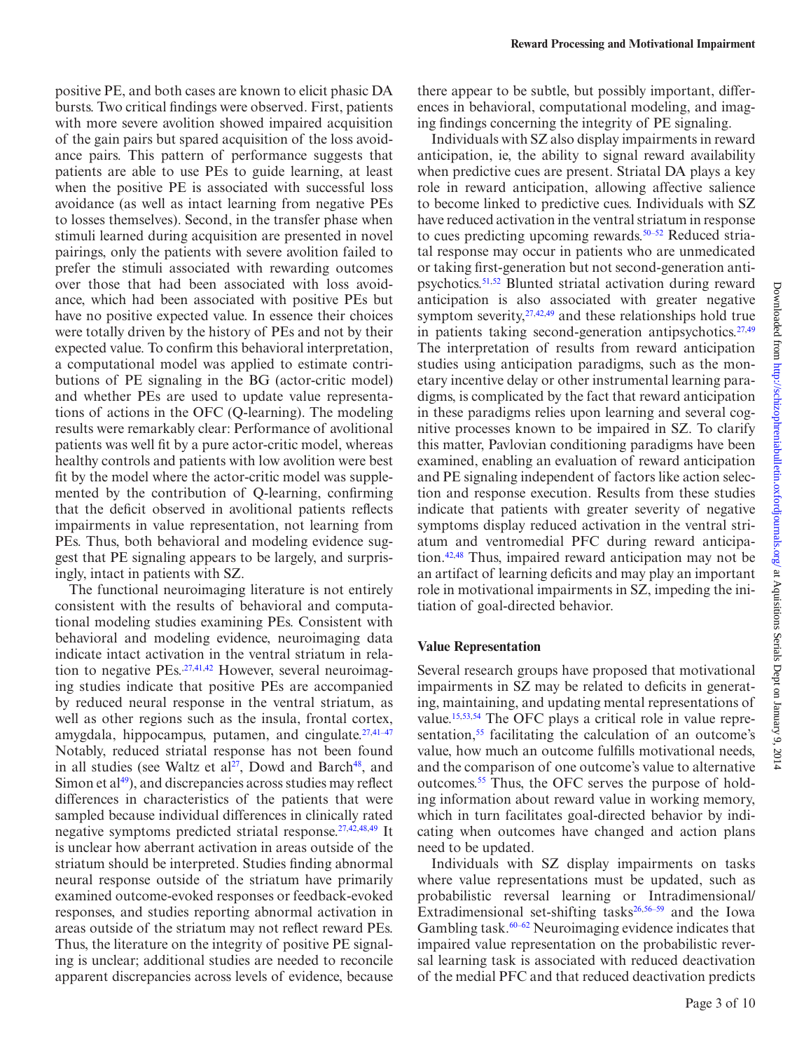positive PE, and both cases are known to elicit phasic DA bursts. Two critical findings were observed. First, patients with more severe avolition showed impaired acquisition of the gain pairs but spared acquisition of the loss avoidance pairs. This pattern of performance suggests that patients are able to use PEs to guide learning, at least when the positive PE is associated with successful loss avoidance (as well as intact learning from negative PEs to losses themselves). Second, in the transfer phase when stimuli learned during acquisition are presented in novel pairings, only the patients with severe avolition failed to prefer the stimuli associated with rewarding outcomes over those that had been associated with loss avoidance, which had been associated with positive PEs but have no positive expected value. In essence their choices were totally driven by the history of PEs and not by their expected value. To confirm this behavioral interpretation, a computational model was applied to estimate contributions of PE signaling in the BG (actor-critic model) and whether PEs are used to update value representations of actions in the OFC (Q-learning). The modeling results were remarkably clear: Performance of avolitional patients was well fit by a pure actor-critic model, whereas healthy controls and patients with low avolition were best fit by the model where the actor-critic model was supplemented by the contribution of Q-learning, confirming that the deficit observed in avolitional patients reflects impairments in value representation, not learning from PEs. Thus, both behavioral and modeling evidence suggest that PE signaling appears to be largely, and surprisingly, intact in patients with SZ.

The functional neuroimaging literature is not entirely consistent with the results of behavioral and computational modeling studies examining PEs. Consistent with behavioral and modeling evidence, neuroimaging data indicate intact activation in the ventral striatum in relation to negative PEs.[27,41,42] However, several neuroimaging studies indicate that positive PEs are accompanied by reduced neural response in the ventral striatum, as well as other regions such as the insula, frontal cortex, amygdala, hippocampus, putamen, and cingulate.[27,41–47] Notably, reduced striatal response has not been found in all studies (see Waltz et al[27], Dowd and Barch[48], and Simon et al[49]), and discrepancies across studies may reflect differences in characteristics of the patients that were sampled because individual differences in clinically rated negative symptoms predicted striatal response.[27,42,48,49] It is unclear how aberrant activation in areas outside of the striatum should be interpreted. Studies finding abnormal neural response outside of the striatum have primarily examined outcome-evoked responses or feedback-evoked responses, and studies reporting abnormal activation in areas outside of the striatum may not reflect reward PEs. Thus, the literature on the integrity of positive PE signaling is unclear; additional studies are needed to reconcile apparent discrepancies across levels of evidence, because there appear to be subtle, but possibly important, differences in behavioral, computational modeling, and imaging findings concerning the integrity of PE signaling.

Individuals with SZ also display impairments in reward anticipation, ie, the ability to signal reward availability when predictive cues are present. Striatal DA plays a key role in reward anticipation, allowing affective salience to become linked to predictive cues. Individuals with SZ have reduced activation in the ventral striatum in response to cues predicting upcoming rewards.[50–52] Reduced striatal response may occur in patients who are unmedicated or taking first-generation but not second-generation antipsychotics.[51,52] Blunted striatal activation during reward anticipation is also associated with greater negative symptom severity,[27,42,49] and these relationships hold true in patients taking second-generation antipsychotics.[27,49] The interpretation of results from reward anticipation studies using anticipation paradigms, such as the monetary incentive delay or other instrumental learning paradigms, is complicated by the fact that reward anticipation in these paradigms relies upon learning and several cognitive processes known to be impaired in SZ. To clarify this matter, Pavlovian conditioning paradigms have been examined, enabling an evaluation of reward anticipation and PE signaling independent of factors like action selection and response execution. Results from these studies indicate that patients with greater severity of negative symptoms display reduced activation in the ventral striatum and ventromedial PFC during reward anticipation.[42,48] Thus, impaired reward anticipation may not be an artifact of learning deficits and may play an important role in motivational impairments in SZ, impeding the initiation of goal-directed behavior.

## Value Representation

Several research groups have proposed that motivational impairments in SZ may be related to deficits in generating, maintaining, and updating mental representations of value.[15,53,54] The OFC plays a critical role in value representation,[55] facilitating the calculation of an outcome's value, how much an outcome fulfills motivational needs, and the comparison of one outcome's value to alternative outcomes.[55] Thus, the OFC serves the purpose of holding information about reward value in working memory, which in turn facilitates goal-directed behavior by indicating when outcomes have changed and action plans need to be updated.

Individuals with SZ display impairments on tasks where value representations must be updated, such as probabilistic reversal learning or Intradimensional/Extradimensional set-shifting tasks[26,56–59] and the Iowa Gambling task.[60–62] Neuroimaging evidence indicates that impaired value representation on the probabilistic reversal learning task is associated with reduced deactivation of the medial PFC and that reduced deactivation predicts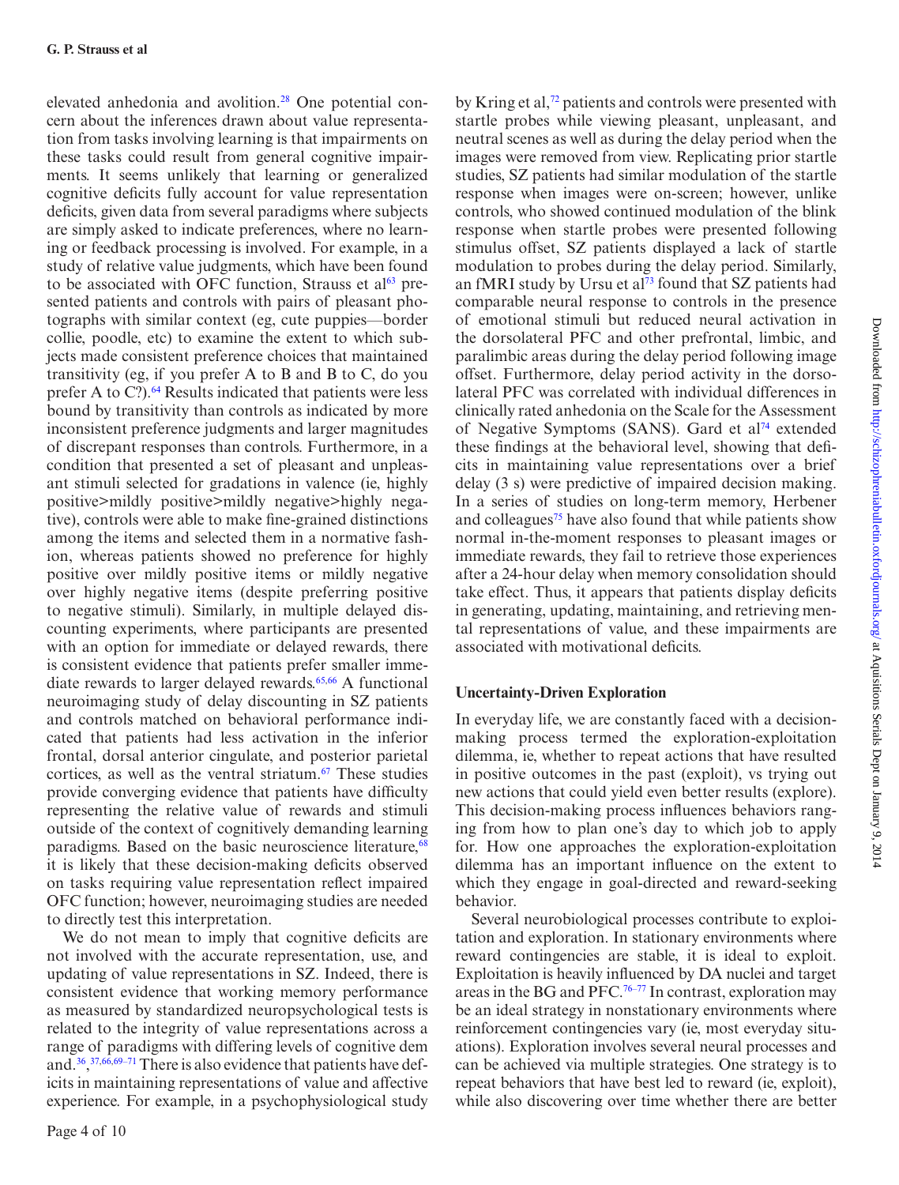elevated anhedonia and avolition.[28] One potential concern about the inferences drawn about value representation from tasks involving learning is that impairments on these tasks could result from general cognitive impairments. It seems unlikely that learning or generalized cognitive deficits fully account for value representation deficits, given data from several paradigms where subjects are simply asked to indicate preferences, where no learning or feedback processing is involved. For example, in a study of relative value judgments, which have been found to be associated with OFC function, Strauss et al[63] presented patients and controls with pairs of pleasant photographs with similar context (eg, cute puppies—border collie, poodle, etc) to examine the extent to which subjects made consistent preference choices that maintained transitivity (eg, if you prefer A to B and B to C, do you prefer A to C?).[64] Results indicated that patients were less bound by transitivity than controls as indicated by more inconsistent preference judgments and larger magnitudes of discrepant responses than controls. Furthermore, in a condition that presented a set of pleasant and unpleasant stimuli selected for gradations in valence (ie, highly positive>mildly positive>mildly negative>highly negative), controls were able to make fine-grained distinctions among the items and selected them in a normative fashion, whereas patients showed no preference for highly positive over mildly positive items or mildly negative over highly negative items (despite preferring positive to negative stimuli). Similarly, in multiple delayed discounting experiments, where participants are presented with an option for immediate or delayed rewards, there is consistent evidence that patients prefer smaller immediate rewards to larger delayed rewards.[65,66] A functional neuroimaging study of delay discounting in SZ patients and controls matched on behavioral performance indicated that patients had less activation in the inferior frontal, dorsal anterior cingulate, and posterior parietal cortices, as well as the ventral striatum.[67] These studies provide converging evidence that patients have difficulty representing the relative value of rewards and stimuli outside of the context of cognitively demanding learning paradigms. Based on the basic neuroscience literature,[68] it is likely that these decision-making deficits observed on tasks requiring value representation reflect impaired OFC function; however, neuroimaging studies are needed to directly test this interpretation.

We do not mean to imply that cognitive deficits are not involved with the accurate representation, use, and updating of value representations in SZ. Indeed, there is consistent evidence that working memory performance as measured by standardized neuropsychological tests is related to the integrity of value representations across a range of paradigms with differing levels of cognitive demand.[36,37,66,69–71] There is also evidence that patients have deficits in maintaining representations of value and affective experience. For example, in a psychophysiological study by Kring et al,[72] patients and controls were presented with startle probes while viewing pleasant, unpleasant, and neutral scenes as well as during the delay period when the images were removed from view. Replicating prior startle studies, SZ patients had similar modulation of the startle response when images were on-screen; however, unlike controls, who showed continued modulation of the blink response when startle probes were presented following stimulus offset, SZ patients displayed a lack of startle modulation to probes during the delay period. Similarly, an fMRI study by Ursu et al[73] found that SZ patients had comparable neural response to controls in the presence of emotional stimuli but reduced neural activation in the dorsolateral PFC and other prefrontal, limbic, and paralimbic areas during the delay period following image offset. Furthermore, delay period activity in the dorsolateral PFC was correlated with individual differences in clinically rated anhedonia on the Scale for the Assessment of Negative Symptoms (SANS). Gard et al[74] extended these findings at the behavioral level, showing that deficits in maintaining value representations over a brief delay (3 s) were predictive of impaired decision making. In a series of studies on long-term memory, Herbener and colleagues[75] have also found that while patients show normal in-the-moment responses to pleasant images or immediate rewards, they fail to retrieve those experiences after a 24-hour delay when memory consolidation should take effect. Thus, it appears that patients display deficits in generating, updating, maintaining, and retrieving mental representations of value, and these impairments are associated with motivational deficits.

### Uncertainty-Driven Exploration

In everyday life, we are constantly faced with a decision-making process termed the exploration-exploitation dilemma, ie, whether to repeat actions that have resulted in positive outcomes in the past (exploit), vs trying out new actions that could yield even better results (explore). This decision-making process influences behaviors ranging from how to plan one's day to which job to apply for. How one approaches the exploration-exploitation dilemma has an important influence on the extent to which they engage in goal-directed and reward-seeking behavior.

Several neurobiological processes contribute to exploitation and exploration. In stationary environments where reward contingencies are stable, it is ideal to exploit. Exploitation is heavily influenced by DA nuclei and target areas in the BG and PFC.[76–77] In contrast, exploration may be an ideal strategy in nonstationary environments where reinforcement contingencies vary (ie, most everyday situations). Exploration involves several neural processes and can be achieved via multiple strategies. One strategy is to repeat behaviors that have best led to reward (ie, exploit), while also discovering over time whether there are better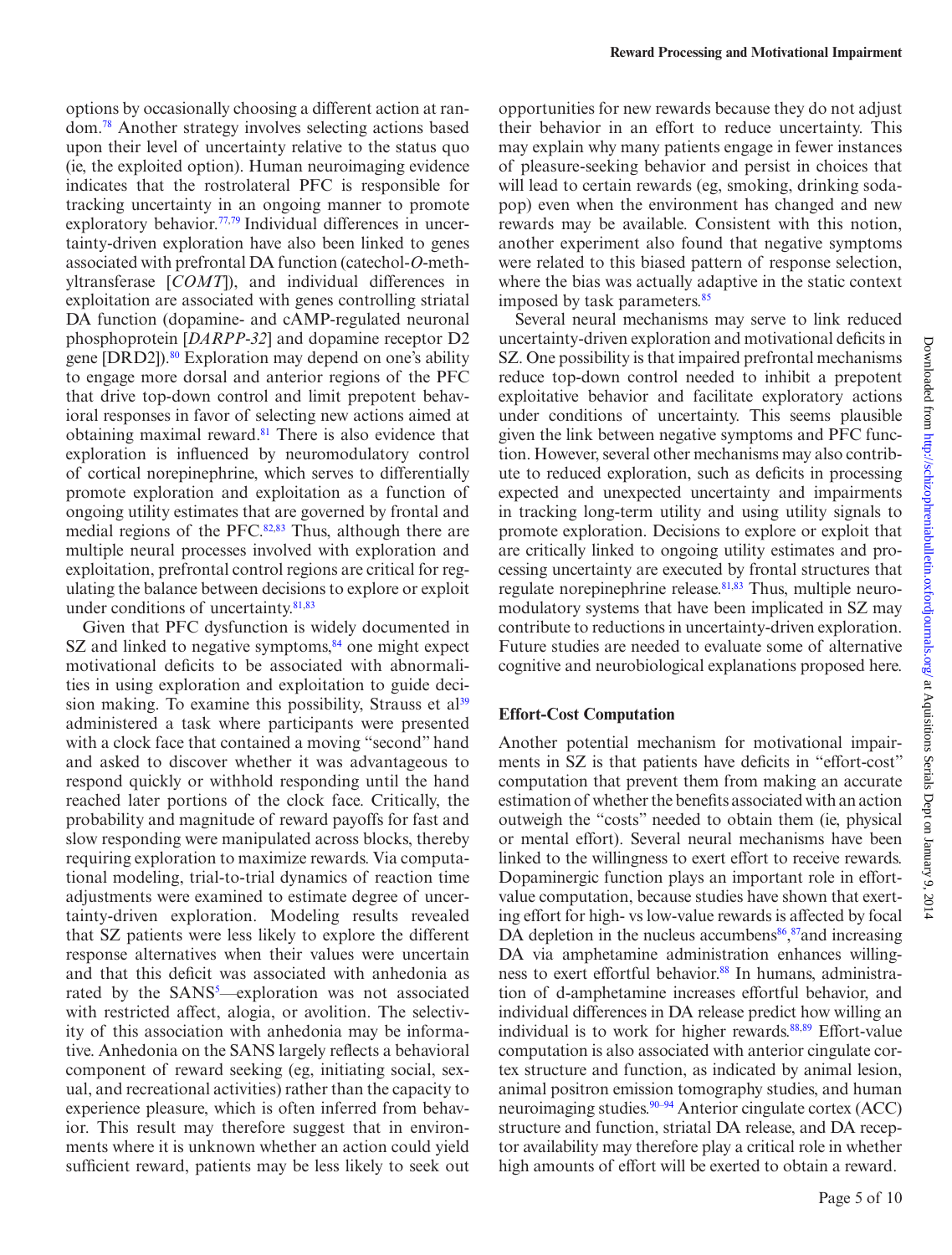options by occasionally choosing a different action at random.[78] Another strategy involves selecting actions based upon their level of uncertainty relative to the status quo (ie, the exploited option). Human neuroimaging evidence indicates that the rostrolateral PFC is responsible for tracking uncertainty in an ongoing manner to promote exploratory behavior.[77,79] Individual differences in uncertainty-driven exploration have also been linked to genes associated with prefrontal DA function (catechol-*O*-methyltransferase [*COMT*]), and individual differences in exploitation are associated with genes controlling striatal DA function (dopamine- and cAMP-regulated neuronal phosphoprotein [*DARPP-32*] and dopamine receptor D2 gene [DRD2]).[80] Exploration may depend on one's ability to engage more dorsal and anterior regions of the PFC that drive top-down control and limit prepotent behavioral responses in favor of selecting new actions aimed at obtaining maximal reward.[81] There is also evidence that exploration is influenced by neuromodulatory control of cortical norepinephrine, which serves to differentially promote exploration and exploitation as a function of ongoing utility estimates that are governed by frontal and medial regions of the PFC.[82,83] Thus, although there are multiple neural processes involved with exploration and exploitation, prefrontal control regions are critical for regulating the balance between decisions to explore or exploit under conditions of uncertainty.[81,83]

Given that PFC dysfunction is widely documented in SZ and linked to negative symptoms,[84] one might expect motivational deficits to be associated with abnormalities in using exploration and exploitation to guide decision making. To examine this possibility, Strauss et al[39] administered a task where participants were presented with a clock face that contained a moving "second" hand and asked to discover whether it was advantageous to respond quickly or withhold responding until the hand reached later portions of the clock face. Critically, the probability and magnitude of reward payoffs for fast and slow responding were manipulated across blocks, thereby requiring exploration to maximize rewards. Via computational modeling, trial-to-trial dynamics of reaction time adjustments were examined to estimate degree of uncertainty-driven exploration. Modeling results revealed that SZ patients were less likely to explore the different response alternatives when their values were uncertain and that this deficit was associated with anhedonia as rated by the SANS[5]—exploration was not associated with restricted affect, alogia, or avolition. The selectivity of this association with anhedonia may be informative. Anhedonia on the SANS largely reflects a behavioral component of reward seeking (eg, initiating social, sexual, and recreational activities) rather than the capacity to experience pleasure, which is often inferred from behavior. This result may therefore suggest that in environments where it is unknown whether an action could yield sufficient reward, patients may be less likely to seek out opportunities for new rewards because they do not adjust their behavior in an effort to reduce uncertainty. This may explain why many patients engage in fewer instances of pleasure-seeking behavior and persist in choices that will lead to certain rewards (eg, smoking, drinking soda-pop) even when the environment has changed and new rewards may be available. Consistent with this notion, another experiment also found that negative symptoms were related to this biased pattern of response selection, where the bias was actually adaptive in the static context imposed by task parameters.[85]

Several neural mechanisms may serve to link reduced uncertainty-driven exploration and motivational deficits in SZ. One possibility is that impaired prefrontal mechanisms reduce top-down control needed to inhibit a prepotent exploitative behavior and facilitate exploratory actions under conditions of uncertainty. This seems plausible given the link between negative symptoms and PFC function. However, several other mechanisms may also contribute to reduced exploration, such as deficits in processing expected and unexpected uncertainty and impairments in tracking long-term utility and using utility signals to promote exploration. Decisions to explore or exploit that are critically linked to ongoing utility estimates and processing uncertainty are executed by frontal structures that regulate norepinephrine release.[81,83] Thus, multiple neuromodulatory systems that have been implicated in SZ may contribute to reductions in uncertainty-driven exploration. Future studies are needed to evaluate some of alternative cognitive and neurobiological explanations proposed here.

### Effort-Cost Computation

Another potential mechanism for motivational impairments in SZ is that patients have deficits in "effort-cost" computation that prevent them from making an accurate estimation of whether the benefits associated with an action outweigh the "costs" needed to obtain them (ie, physical or mental effort). Several neural mechanisms have been linked to the willingness to exert effort to receive rewards. Dopaminergic function plays an important role in effort-value computation, because studies have shown that exerting effort for high- vs low-value rewards is affected by focal DA depletion in the nucleus accumbens[86],[87]and increasing DA via amphetamine administration enhances willingness to exert effortful behavior.[88] In humans, administration of d-amphetamine increases effortful behavior, and individual differences in DA release predict how willing an individual is to work for higher rewards.[88,89] Effort-value computation is also associated with anterior cingulate cortex structure and function, as indicated by animal lesion, animal positron emission tomography studies, and human neuroimaging studies.[90–94] Anterior cingulate cortex (ACC) structure and function, striatal DA release, and DA receptor availability may therefore play a critical role in whether high amounts of effort will be exerted to obtain a reward.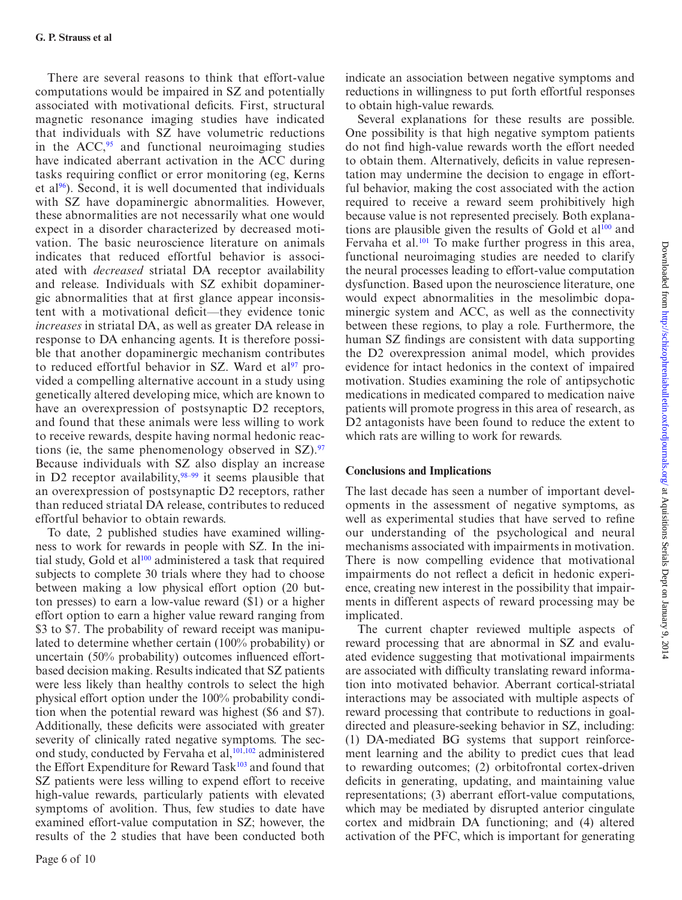There are several reasons to think that effort-value computations would be impaired in SZ and potentially associated with motivational deficits. First, structural magnetic resonance imaging studies have indicated that individuals with SZ have volumetric reductions in the ACC,[95] and functional neuroimaging studies have indicated aberrant activation in the ACC during tasks requiring conflict or error monitoring (eg, Kerns et al[96]). Second, it is well documented that individuals with SZ have dopaminergic abnormalities. However, these abnormalities are not necessarily what one would expect in a disorder characterized by decreased motivation. The basic neuroscience literature on animals indicates that reduced effortful behavior is associated with *decreased* striatal DA receptor availability and release. Individuals with SZ exhibit dopaminergic abnormalities that at first glance appear inconsistent with a motivational deficit—they evidence tonic *increases* in striatal DA, as well as greater DA release in response to DA enhancing agents. It is therefore possible that another dopaminergic mechanism contributes to reduced effortful behavior in SZ. Ward et al[97] provided a compelling alternative account in a study using genetically altered developing mice, which are known to have an overexpression of postsynaptic D2 receptors, and found that these animals were less willing to work to receive rewards, despite having normal hedonic reactions (ie, the same phenomenology observed in SZ).[97] Because individuals with SZ also display an increase in D2 receptor availability,[98–99] it seems plausible that an overexpression of postsynaptic D2 receptors, rather than reduced striatal DA release, contributes to reduced effortful behavior to obtain rewards.

To date, 2 published studies have examined willingness to work for rewards in people with SZ. In the initial study, Gold et al[100] administered a task that required subjects to complete 30 trials where they had to choose between making a low physical effort option (20 button presses) to earn a low-value reward ($1) or a higher effort option to earn a higher value reward ranging from $3 to $7. The probability of reward receipt was manipulated to determine whether certain (100% probability) or uncertain (50% probability) outcomes influenced effort-based decision making. Results indicated that SZ patients were less likely than healthy controls to select the high physical effort option under the 100% probability condition when the potential reward was highest ($6 and $7). Additionally, these deficits were associated with greater severity of clinically rated negative symptoms. The second study, conducted by Fervaha et al,[101,102] administered the Effort Expenditure for Reward Task[103] and found that SZ patients were less willing to expend effort to receive high-value rewards, particularly patients with elevated symptoms of avolition. Thus, few studies to date have examined effort-value computation in SZ; however, the results of the 2 studies that have been conducted both indicate an association between negative symptoms and reductions in willingness to put forth effortful responses to obtain high-value rewards.

Several explanations for these results are possible. One possibility is that high negative symptom patients do not find high-value rewards worth the effort needed to obtain them. Alternatively, deficits in value representation may undermine the decision to engage in effortful behavior, making the cost associated with the action required to receive a reward seem prohibitively high because value is not represented precisely. Both explanations are plausible given the results of Gold et al[100] and Fervaha et al.[101] To make further progress in this area, functional neuroimaging studies are needed to clarify the neural processes leading to effort-value computation dysfunction. Based upon the neuroscience literature, one would expect abnormalities in the mesolimbic dopaminergic system and ACC, as well as the connectivity between these regions, to play a role. Furthermore, the human SZ findings are consistent with data supporting the D2 overexpression animal model, which provides evidence for intact hedonics in the context of impaired motivation. Studies examining the role of antipsychotic medications in medicated compared to medication naive patients will promote progress in this area of research, as D2 antagonists have been found to reduce the extent to which rats are willing to work for rewards.

## Conclusions and Implications

The last decade has seen a number of important developments in the assessment of negative symptoms, as well as experimental studies that have served to refine our understanding of the psychological and neural mechanisms associated with impairments in motivation. There is now compelling evidence that motivational impairments do not reflect a deficit in hedonic experience, creating new interest in the possibility that impairments in different aspects of reward processing may be implicated.

The current chapter reviewed multiple aspects of reward processing that are abnormal in SZ and evaluated evidence suggesting that motivational impairments are associated with difficulty translating reward information into motivated behavior. Aberrant cortical-striatal interactions may be associated with multiple aspects of reward processing that contribute to reductions in goal-directed and pleasure-seeking behavior in SZ, including: (1) DA-mediated BG systems that support reinforcement learning and the ability to predict cues that lead to rewarding outcomes; (2) orbitofrontal cortex-driven deficits in generating, updating, and maintaining value representations; (3) aberrant effort-value computations, which may be mediated by disrupted anterior cingulate cortex and midbrain DA functioning; and (4) altered activation of the PFC, which is important for generating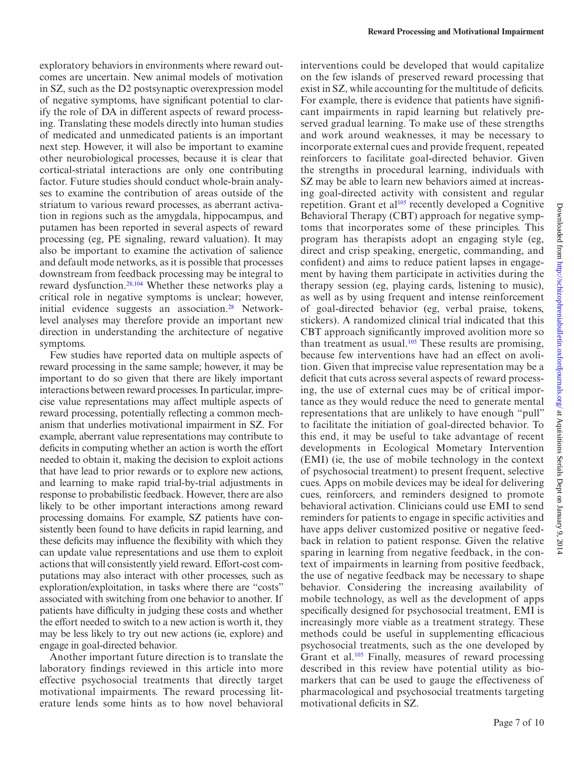exploratory behaviors in environments where reward outcomes are uncertain. New animal models of motivation in SZ, such as the D2 postsynaptic overexpression model of negative symptoms, have significant potential to clarify the role of DA in different aspects of reward processing. Translating these models directly into human studies of medicated and unmedicated patients is an important next step. However, it will also be important to examine other neurobiological processes, because it is clear that cortical-striatal interactions are only one contributing factor. Future studies should conduct whole-brain analyses to examine the contribution of areas outside of the striatum to various reward processes, as aberrant activation in regions such as the amygdala, hippocampus, and putamen has been reported in several aspects of reward processing (eg, PE signaling, reward valuation). It may also be important to examine the activation of salience and default mode networks, as it is possible that processes downstream from feedback processing may be integral to reward dysfunction.[28,104] Whether these networks play a critical role in negative symptoms is unclear; however, initial evidence suggests an association.[28] Network-level analyses may therefore provide an important new direction in understanding the architecture of negative symptoms.

Few studies have reported data on multiple aspects of reward processing in the same sample; however, it may be important to do so given that there are likely important interactions between reward processes. In particular, imprecise value representations may affect multiple aspects of reward processing, potentially reflecting a common mechanism that underlies motivational impairment in SZ. For example, aberrant value representations may contribute to deficits in computing whether an action is worth the effort needed to obtain it, making the decision to exploit actions that have lead to prior rewards or to explore new actions, and learning to make rapid trial-by-trial adjustments in response to probabilistic feedback. However, there are also likely to be other important interactions among reward processing domains. For example, SZ patients have consistently been found to have deficits in rapid learning, and these deficits may influence the flexibility with which they can update value representations and use them to exploit actions that will consistently yield reward. Effort-cost computations may also interact with other processes, such as exploration/exploitation, in tasks where there are "costs" associated with switching from one behavior to another. If patients have difficulty in judging these costs and whether the effort needed to switch to a new action is worth it, they may be less likely to try out new actions (ie, explore) and engage in goal-directed behavior.

Another important future direction is to translate the laboratory findings reviewed in this article into more effective psychosocial treatments that directly target motivational impairments. The reward processing literature lends some hints as to how novel behavioral interventions could be developed that would capitalize on the few islands of preserved reward processing that exist in SZ, while accounting for the multitude of deficits. For example, there is evidence that patients have significant impairments in rapid learning but relatively preserved gradual learning. To make use of these strengths and work around weaknesses, it may be necessary to incorporate external cues and provide frequent, repeated reinforcers to facilitate goal-directed behavior. Given the strengths in procedural learning, individuals with SZ may be able to learn new behaviors aimed at increasing goal-directed activity with consistent and regular repetition. Grant et al[105] recently developed a Cognitive Behavioral Therapy (CBT) approach for negative symptoms that incorporates some of these principles. This program has therapists adopt an engaging style (eg, direct and crisp speaking, energetic, commanding, and confident) and aims to reduce patient lapses in engagement by having them participate in activities during the therapy session (eg, playing cards, listening to music), as well as by using frequent and intense reinforcement of goal-directed behavior (eg, verbal praise, tokens, stickers). A randomized clinical trial indicated that this CBT approach significantly improved avolition more so than treatment as usual.[105] These results are promising, because few interventions have had an effect on avolition. Given that imprecise value representation may be a deficit that cuts across several aspects of reward processing, the use of external cues may be of critical importance as they would reduce the need to generate mental representations that are unlikely to have enough "pull" to facilitate the initiation of goal-directed behavior. To this end, it may be useful to take advantage of recent developments in Ecological Mometary Intervention (EMI) (ie, the use of mobile technology in the context of psychosocial treatment) to present frequent, selective cues. Apps on mobile devices may be ideal for delivering cues, reinforcers, and reminders designed to promote behavioral activation. Clinicians could use EMI to send reminders for patients to engage in specific activities and have apps deliver customized positive or negative feedback in relation to patient response. Given the relative sparing in learning from negative feedback, in the context of impairments in learning from positive feedback, the use of negative feedback may be necessary to shape behavior. Considering the increasing availability of mobile technology, as well as the development of apps specifically designed for psychosocial treatment, EMI is increasingly more viable as a treatment strategy. These methods could be useful in supplementing efficacious psychosocial treatments, such as the one developed by Grant et al.[105] Finally, measures of reward processing described in this review have potential utility as biomarkers that can be used to gauge the effectiveness of pharmacological and psychosocial treatments targeting motivational deficits in SZ.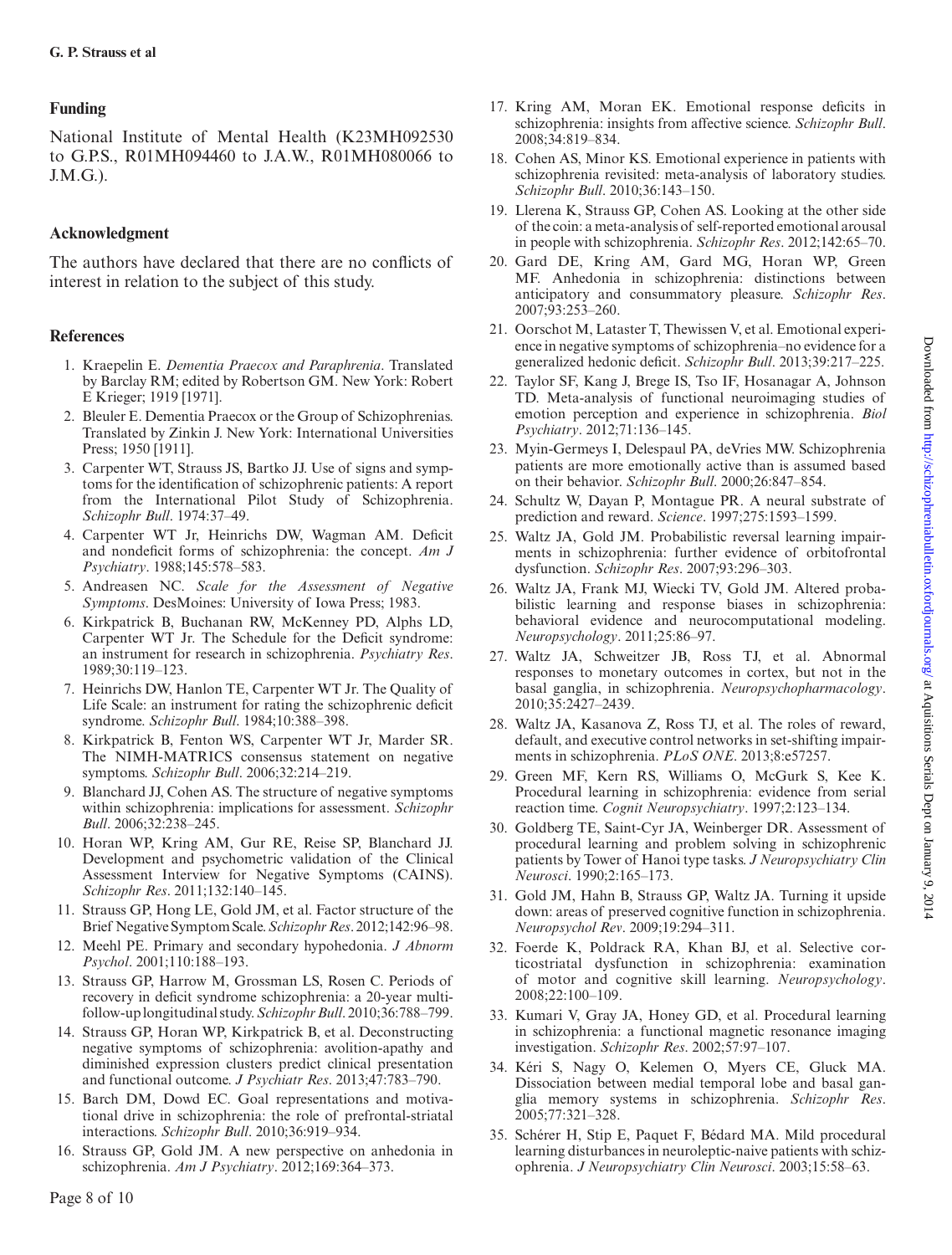## Funding

National Institute of Mental Health (K23MH092530 to G.P.S., R01MH094460 to J.A.W., R01MH080066 to J.M.G.).

## Acknowledgment

The authors have declared that there are no conflicts of interest in relation to the subject of this study.

## References

1. Kraepelin E. *Dementia Praecox and Paraphrenia*. Translated by Barclay RM; edited by Robertson GM. New York: Robert E Krieger; 1919 [1971].
2. Bleuler E. Dementia Praecox or the Group of Schizophrenias. Translated by Zinkin J. New York: International Universities Press; 1950 [1911].
3. Carpenter WT, Strauss JS, Bartko JJ. Use of signs and symptoms for the identification of schizophrenic patients: A report from the International Pilot Study of Schizophrenia. *Schizophr Bull*. 1974:37–49.
4. Carpenter WT Jr, Heinrichs DW, Wagman AM. Deficit and nondeficit forms of schizophrenia: the concept. *Am J Psychiatry*. 1988;145:578–583.
5. Andreasen NC. *Scale for the Assessment of Negative Symptoms*. DesMoines: University of Iowa Press; 1983.
6. Kirkpatrick B, Buchanan RW, McKenney PD, Alphs LD, Carpenter WT Jr. The Schedule for the Deficit syndrome: an instrument for research in schizophrenia. *Psychiatry Res*. 1989;30:119–123.
7. Heinrichs DW, Hanlon TE, Carpenter WT Jr. The Quality of Life Scale: an instrument for rating the schizophrenic deficit syndrome. *Schizophr Bull*. 1984;10:388–398.
8. Kirkpatrick B, Fenton WS, Carpenter WT Jr, Marder SR. The NIMH-MATRICS consensus statement on negative symptoms. *Schizophr Bull*. 2006;32:214–219.
9. Blanchard JJ, Cohen AS. The structure of negative symptoms within schizophrenia: implications for assessment. *Schizophr Bull*. 2006;32:238–245.
10. Horan WP, Kring AM, Gur RE, Reise SP, Blanchard JJ. Development and psychometric validation of the Clinical Assessment Interview for Negative Symptoms (CAINS). *Schizophr Res*. 2011;132:140–145.
11. Strauss GP, Hong LE, Gold JM, et al. Factor structure of the Brief Negative Symptom Scale. *Schizophr Res*. 2012;142:96–98.
12. Meehl PE. Primary and secondary hypohedonia. *J Abnorm Psychol*. 2001;110:188–193.
13. Strauss GP, Harrow M, Grossman LS, Rosen C. Periods of recovery in deficit syndrome schizophrenia: a 20-year multi-follow-up longitudinal study. *Schizophr Bull*. 2010;36:788–799.
14. Strauss GP, Horan WP, Kirkpatrick B, et al. Deconstructing negative symptoms of schizophrenia: avolition-apathy and diminished expression clusters predict clinical presentation and functional outcome. *J Psychiatr Res*. 2013;47:783–790.
15. Barch DM, Dowd EC. Goal representations and motivational drive in schizophrenia: the role of prefrontal-striatal interactions. *Schizophr Bull*. 2010;36:919–934.
16. Strauss GP, Gold JM. A new perspective on anhedonia in schizophrenia. *Am J Psychiatry*. 2012;169:364–373.
17. Kring AM, Moran EK. Emotional response deficits in schizophrenia: insights from affective science. *Schizophr Bull*. 2008;34:819–834.
18. Cohen AS, Minor KS. Emotional experience in patients with schizophrenia revisited: meta-analysis of laboratory studies. *Schizophr Bull*. 2010;36:143–150.
19. Llerena K, Strauss GP, Cohen AS. Looking at the other side of the coin: a meta-analysis of self-reported emotional arousal in people with schizophrenia. *Schizophr Res*. 2012;142:65–70.
20. Gard DE, Kring AM, Gard MG, Horan WP, Green MF. Anhedonia in schizophrenia: distinctions between anticipatory and consummatory pleasure. *Schizophr Res*. 2007;93:253–260.
21. Oorschot M, Lataster T, Thewissen V, et al. Emotional experience in negative symptoms of schizophrenia–no evidence for a generalized hedonic deficit. *Schizophr Bull*. 2013;39:217–225.
22. Taylor SF, Kang J, Brege IS, Tso IF, Hosanagar A, Johnson TD. Meta-analysis of functional neuroimaging studies of emotion perception and experience in schizophrenia. *Biol Psychiatry*. 2012;71:136–145.
23. Myin-Germeys I, Delespaul PA, deVries MW. Schizophrenia patients are more emotionally active than is assumed based on their behavior. *Schizophr Bull*. 2000;26:847–854.
24. Schultz W, Dayan P, Montague PR. A neural substrate of prediction and reward. *Science*. 1997;275:1593–1599.
25. Waltz JA, Gold JM. Probabilistic reversal learning impairments in schizophrenia: further evidence of orbitofrontal dysfunction. *Schizophr Res*. 2007;93:296–303.
26. Waltz JA, Frank MJ, Wiecki TV, Gold JM. Altered probabilistic learning and response biases in schizophrenia: behavioral evidence and neurocomputational modeling. *Neuropsychology*. 2011;25:86–97.
27. Waltz JA, Schweitzer JB, Ross TJ, et al. Abnormal responses to monetary outcomes in cortex, but not in the basal ganglia, in schizophrenia. *Neuropsychopharmacology*. 2010;35:2427–2439.
28. Waltz JA, Kasanova Z, Ross TJ, et al. The roles of reward, default, and executive control networks in set-shifting impairments in schizophrenia. *PLoS ONE*. 2013;8:e57257.
29. Green MF, Kern RS, Williams O, McGurk S, Kee K. Procedural learning in schizophrenia: evidence from serial reaction time. *Cognit Neuropsychiatry*. 1997;2:123–134.
30. Goldberg TE, Saint-Cyr JA, Weinberger DR. Assessment of procedural learning and problem solving in schizophrenic patients by Tower of Hanoi type tasks. *J Neuropsychiatry Clin Neurosci*. 1990;2:165–173.
31. Gold JM, Hahn B, Strauss GP, Waltz JA. Turning it upside down: areas of preserved cognitive function in schizophrenia. *Neuropsychol Rev*. 2009;19:294–311.
32. Foerde K, Poldrack RA, Khan BJ, et al. Selective corticostriatal dysfunction in schizophrenia: examination of motor and cognitive skill learning. *Neuropsychology*. 2008;22:100–109.
33. Kumari V, Gray JA, Honey GD, et al. Procedural learning in schizophrenia: a functional magnetic resonance imaging investigation. *Schizophr Res*. 2002;57:97–107.
34. Kéri S, Nagy O, Kelemen O, Myers CE, Gluck MA. Dissociation between medial temporal lobe and basal ganglia memory systems in schizophrenia. *Schizophr Res*. 2005;77:321–328.
35. Schérer H, Stip E, Paquet F, Bédard MA. Mild procedural learning disturbances in neuroleptic-naive patients with schizophrenia. *J Neuropsychiatry Clin Neurosci*. 2003;15:58–63.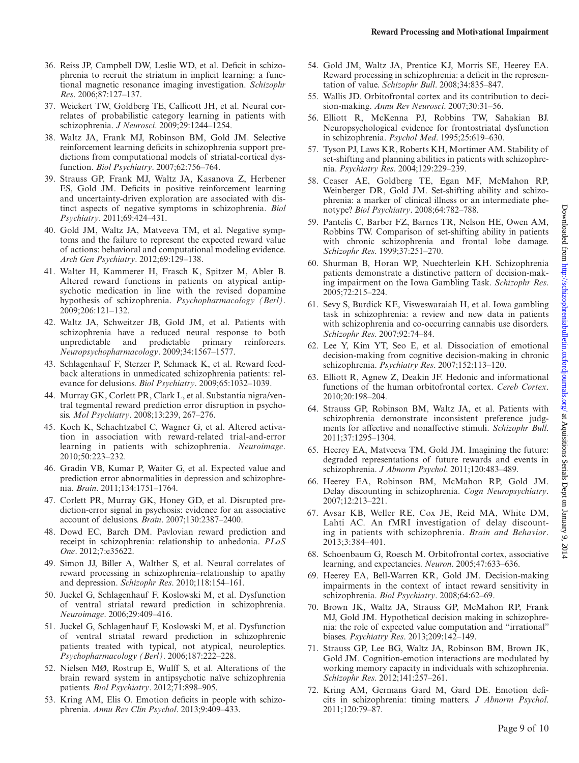36. Reiss JP, Campbell DW, Leslie WD, et al. Deficit in schizophrenia to recruit the striatum in implicit learning: a functional magnetic resonance imaging investigation. *Schizophr Res*. 2006;87:127–137.
37. Weickert TW, Goldberg TE, Callicott JH, et al. Neural correlates of probabilistic category learning in patients with schizophrenia. *J Neurosci*. 2009;29:1244–1254.
38. Waltz JA, Frank MJ, Robinson BM, Gold JM. Selective reinforcement learning deficits in schizophrenia support predictions from computational models of striatal-cortical dysfunction. *Biol Psychiatry*. 2007;62:756–764.
39. Strauss GP, Frank MJ, Waltz JA, Kasanova Z, Herbener ES, Gold JM. Deficits in positive reinforcement learning and uncertainty-driven exploration are associated with distinct aspects of negative symptoms in schizophrenia. *Biol Psychiatry*. 2011;69:424–431.
40. Gold JM, Waltz JA, Matveeva TM, et al. Negative symptoms and the failure to represent the expected reward value of actions: behavioral and computational modeling evidence. *Arch Gen Psychiatry*. 2012;69:129–138.
41. Walter H, Kammerer H, Frasch K, Spitzer M, Abler B. Altered reward functions in patients on atypical antipsychotic medication in line with the revised dopamine hypothesis of schizophrenia. *Psychopharmacology (Berl)*. 2009;206:121–132.
42. Waltz JA, Schweitzer JB, Gold JM, et al. Patients with schizophrenia have a reduced neural response to both unpredictable and predictable primary reinforcers. *Neuropsychopharmacology*. 2009;34:1567–1577.
43. Schlagenhauf F, Sterzer P, Schmack K, et al. Reward feedback alterations in unmedicated schizophrenia patients: relevance for delusions. *Biol Psychiatry*. 2009;65:1032–1039.
44. Murray GK, Corlett PR, Clark L, et al. Substantia nigra/ventral tegmental reward prediction error disruption in psychosis. *Mol Psychiatry*. 2008;13:239, 267–276.
45. Koch K, Schachtzabel C, Wagner G, et al. Altered activation in association with reward-related trial-and-error learning in patients with schizophrenia. *Neuroimage*. 2010;50:223–232.
46. Gradin VB, Kumar P, Waiter G, et al. Expected value and prediction error abnormalities in depression and schizophrenia. *Brain*. 2011;134:1751–1764.
47. Corlett PR, Murray GK, Honey GD, et al. Disrupted prediction-error signal in psychosis: evidence for an associative account of delusions. *Brain*. 2007;130:2387–2400.
48. Dowd EC, Barch DM. Pavlovian reward prediction and receipt in schizophrenia: relationship to anhedonia. *PLoS One*. 2012;7:e35622.
49. Simon JJ, Biller A, Walther S, et al. Neural correlates of reward processing in schizophrenia–relationship to apathy and depression. *Schizophr Res*. 2010;118:154–161.
50. Juckel G, Schlagenhauf F, Koslowski M, et al. Dysfunction of ventral striatal reward prediction in schizophrenia. *Neuroimage*. 2006;29:409–416.
51. Juckel G, Schlagenhauf F, Koslowski M, et al. Dysfunction of ventral striatal reward prediction in schizophrenic patients treated with typical, not atypical, neuroleptics. *Psychopharmacology (Berl)*. 2006;187:222–228.
52. Nielsen MØ, Rostrup E, Wulff S, et al. Alterations of the brain reward system in antipsychotic naïve schizophrenia patients. *Biol Psychiatry*. 2012;71:898–905.
53. Kring AM, Elis O. Emotion deficits in people with schizophrenia. *Annu Rev Clin Psychol*. 2013;9:409–433.
54. Gold JM, Waltz JA, Prentice KJ, Morris SE, Heerey EA. Reward processing in schizophrenia: a deficit in the representation of value. *Schizophr Bull*. 2008;34:835–847.
55. Wallis JD. Orbitofrontal cortex and its contribution to decision-making. *Annu Rev Neurosci*. 2007;30:31–56.
56. Elliott R, McKenna PJ, Robbins TW, Sahakian BJ. Neuropsychological evidence for frontostriatal dysfunction in schizophrenia. *Psychol Med*. 1995;25:619–630.
57. Tyson PJ, Laws KR, Roberts KH, Mortimer AM. Stability of set-shifting and planning abilities in patients with schizophrenia. *Psychiatry Res*. 2004;129:229–239.
58. Ceaser AE, Goldberg TE, Egan MF, McMahon RP, Weinberger DR, Gold JM. Set-shifting ability and schizophrenia: a marker of clinical illness or an intermediate phenotype? *Biol Psychiatry*. 2008;64:782–788.
59. Pantelis C, Barber FZ, Barnes TR, Nelson HE, Owen AM, Robbins TW. Comparison of set-shifting ability in patients with chronic schizophrenia and frontal lobe damage. *Schizophr Res*. 1999;37:251–270.
60. Shurman B, Horan WP, Nuechterlein KH. Schizophrenia patients demonstrate a distinctive pattern of decision-making impairment on the Iowa Gambling Task. *Schizophr Res*. 2005;72:215–224.
61. Sevy S, Burdick KE, Visweswaraiah H, et al. Iowa gambling task in schizophrenia: a review and new data in patients with schizophrenia and co-occurring cannabis use disorders. *Schizophr Res*. 2007;92:74–84.
62. Lee Y, Kim YT, Seo E, et al. Dissociation of emotional decision-making from cognitive decision-making in chronic schizophrenia. *Psychiatry Res*. 2007;152:113–120.
63. Elliott R, Agnew Z, Deakin JF. Hedonic and informational functions of the human orbitofrontal cortex. *Cereb Cortex*. 2010;20:198–204.
64. Strauss GP, Robinson BM, Waltz JA, et al. Patients with schizophrenia demonstrate inconsistent preference judgments for affective and nonaffective stimuli. *Schizophr Bull*. 2011;37:1295–1304.
65. Heerey EA, Matveeva TM, Gold JM. Imagining the future: degraded representations of future rewards and events in schizophrenia. *J Abnorm Psychol*. 2011;120:483–489.
66. Heerey EA, Robinson BM, McMahon RP, Gold JM. Delay discounting in schizophrenia. *Cogn Neuropsychiatry*. 2007;12:213–221.
67. Avsar KB, Weller RE, Cox JE, Reid MA, White DM, Lahti AC. An fMRI investigation of delay discounting in patients with schizophrenia. *Brain and Behavior*. 2013;3:384–401.
68. Schoenbaum G, Roesch M. Orbitofrontal cortex, associative learning, and expectancies. *Neuron*. 2005;47:633–636.
69. Heerey EA, Bell-Warren KR, Gold JM. Decision-making impairments in the context of intact reward sensitivity in schizophrenia. *Biol Psychiatry*. 2008;64:62–69.
70. Brown JK, Waltz JA, Strauss GP, McMahon RP, Frank MJ, Gold JM. Hypothetical decision making in schizophrenia: the role of expected value computation and "irrational" biases. *Psychiatry Res*. 2013;209:142–149.
71. Strauss GP, Lee BG, Waltz JA, Robinson BM, Brown JK, Gold JM. Cognition-emotion interactions are modulated by working memory capacity in individuals with schizophrenia. *Schizophr Res*. 2012;141:257–261.
72. Kring AM, Germans Gard M, Gard DE. Emotion deficits in schizophrenia: timing matters. *J Abnorm Psychol*. 2011;120:79–87.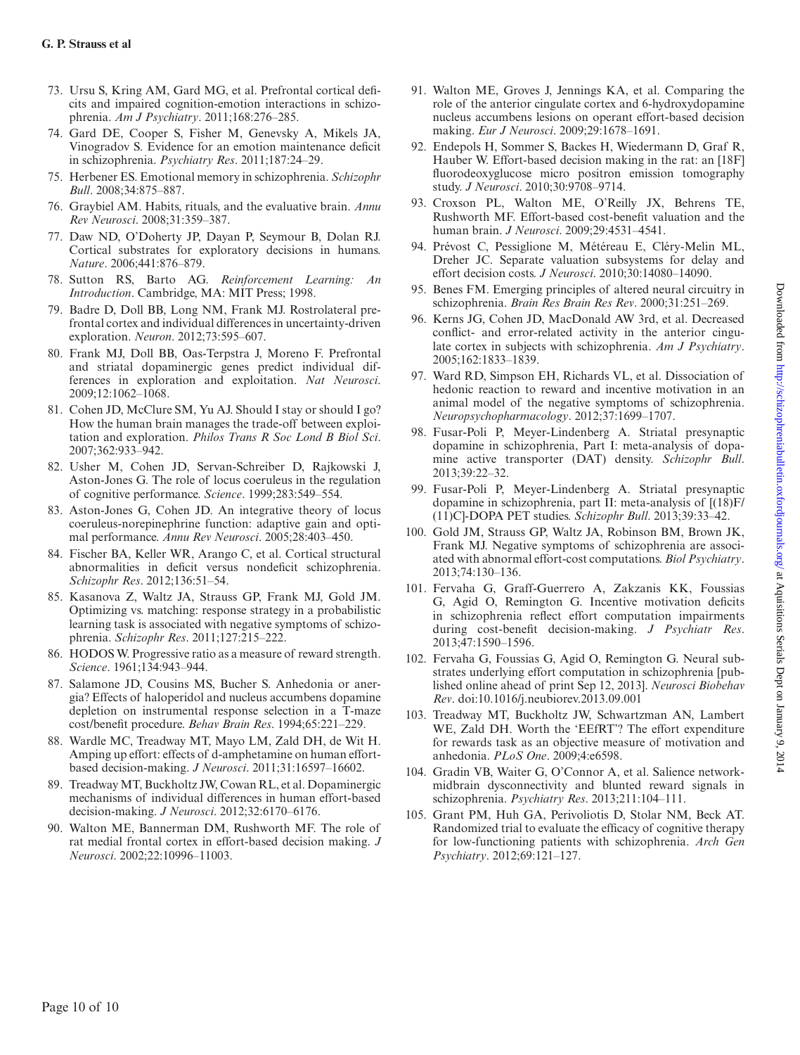73. Ursu S, Kring AM, Gard MG, et al. Prefrontal cortical deficits and impaired cognition-emotion interactions in schizophrenia. *Am J Psychiatry*. 2011;168:276–285.
74. Gard DE, Cooper S, Fisher M, Genevsky A, Mikels JA, Vinogradov S. Evidence for an emotion maintenance deficit in schizophrenia. *Psychiatry Res*. 2011;187:24–29.
75. Herbener ES. Emotional memory in schizophrenia. *Schizophr Bull*. 2008;34:875–887.
76. Graybiel AM. Habits, rituals, and the evaluative brain. *Annu Rev Neurosci*. 2008;31:359–387.
77. Daw ND, O'Doherty JP, Dayan P, Seymour B, Dolan RJ. Cortical substrates for exploratory decisions in humans. *Nature*. 2006;441:876–879.
78. Sutton RS, Barto AG. *Reinforcement Learning: An Introduction*. Cambridge, MA: MIT Press; 1998.
79. Badre D, Doll BB, Long NM, Frank MJ. Rostrolateral prefrontal cortex and individual differences in uncertainty-driven exploration. *Neuron*. 2012;73:595–607.
80. Frank MJ, Doll BB, Oas-Terpstra J, Moreno F. Prefrontal and striatal dopaminergic genes predict individual differences in exploration and exploitation. *Nat Neurosci*. 2009;12:1062–1068.
81. Cohen JD, McClure SM, Yu AJ. Should I stay or should I go? How the human brain manages the trade-off between exploitation and exploration. *Philos Trans R Soc Lond B Biol Sci*. 2007;362:933–942.
82. Usher M, Cohen JD, Servan-Schreiber D, Rajkowski J, Aston-Jones G. The role of locus coeruleus in the regulation of cognitive performance. *Science*. 1999;283:549–554.
83. Aston-Jones G, Cohen JD. An integrative theory of locus coeruleus-norepinephrine function: adaptive gain and optimal performance. *Annu Rev Neurosci*. 2005;28:403–450.
84. Fischer BA, Keller WR, Arango C, et al. Cortical structural abnormalities in deficit versus nondeficit schizophrenia. *Schizophr Res*. 2012;136:51–54.
85. Kasanova Z, Waltz JA, Strauss GP, Frank MJ, Gold JM. Optimizing vs. matching: response strategy in a probabilistic learning task is associated with negative symptoms of schizophrenia. *Schizophr Res*. 2011;127:215–222.
86. HODOS W. Progressive ratio as a measure of reward strength. *Science*. 1961;134:943–944.
87. Salamone JD, Cousins MS, Bucher S. Anhedonia or anergia? Effects of haloperidol and nucleus accumbens dopamine depletion on instrumental response selection in a T-maze cost/benefit procedure. *Behav Brain Res*. 1994;65:221–229.
88. Wardle MC, Treadway MT, Mayo LM, Zald DH, de Wit H. Amping up effort: effects of d-amphetamine on human effort-based decision-making. *J Neurosci*. 2011;31:16597–16602.
89. Treadway MT, Buckholtz JW, Cowan RL, et al. Dopaminergic mechanisms of individual differences in human effort-based decision-making. *J Neurosci*. 2012;32:6170–6176.
90. Walton ME, Bannerman DM, Rushworth MF. The role of rat medial frontal cortex in effort-based decision making. *J Neurosci*. 2002;22:10996–11003.
91. Walton ME, Groves J, Jennings KA, et al. Comparing the role of the anterior cingulate cortex and 6-hydroxydopamine nucleus accumbens lesions on operant effort-based decision making. *Eur J Neurosci*. 2009;29:1678–1691.
92. Endepols H, Sommer S, Backes H, Wiedermann D, Graf R, Hauber W. Effort-based decision making in the rat: an [18F] fluorodeoxyglucose micro positron emission tomography study. *J Neurosci*. 2010;30:9708–9714.
93. Croxson PL, Walton ME, O'Reilly JX, Behrens TE, Rushworth MF. Effort-based cost-benefit valuation and the human brain. *J Neurosci*. 2009;29:4531–4541.
94. Prévost C, Pessiglione M, Météreau E, Cléry-Melin ML, Dreher JC. Separate valuation subsystems for delay and effort decision costs. *J Neurosci*. 2010;30:14080–14090.
95. Benes FM. Emerging principles of altered neural circuitry in schizophrenia. *Brain Res Brain Res Rev*. 2000;31:251–269.
96. Kerns JG, Cohen JD, MacDonald AW 3rd, et al. Decreased conflict- and error-related activity in the anterior cingulate cortex in subjects with schizophrenia. *Am J Psychiatry*. 2005;162:1833–1839.
97. Ward RD, Simpson EH, Richards VL, et al. Dissociation of hedonic reaction to reward and incentive motivation in an animal model of the negative symptoms of schizophrenia. *Neuropsychopharmacology*. 2012;37:1699–1707.
98. Fusar-Poli P, Meyer-Lindenberg A. Striatal presynaptic dopamine in schizophrenia, Part I: meta-analysis of dopamine active transporter (DAT) density. *Schizophr Bull*. 2013;39:22–32.
99. Fusar-Poli P, Meyer-Lindenberg A. Striatal presynaptic dopamine in schizophrenia, part II: meta-analysis of [(18)F/(11)C]-DOPA PET studies. *Schizophr Bull*. 2013;39:33–42.
100. Gold JM, Strauss GP, Waltz JA, Robinson BM, Brown JK, Frank MJ. Negative symptoms of schizophrenia are associated with abnormal effort-cost computations. *Biol Psychiatry*. 2013;74:130–136.
101. Fervaha G, Graff-Guerrero A, Zakzanis KK, Foussias G, Agid O, Remington G. Incentive motivation deficits in schizophrenia reflect effort computation impairments during cost-benefit decision-making. *J Psychiatr Res*. 2013;47:1590–1596.
102. Fervaha G, Foussias G, Agid O, Remington G. Neural substrates underlying effort computation in schizophrenia [published online ahead of print Sep 12, 2013]. *Neurosci Biobehav Rev*. doi:10.1016/j.neubiorev.2013.09.001
103. Treadway MT, Buckholtz JW, Schwartzman AN, Lambert WE, Zald DH. Worth the 'EEfRT'? The effort expenditure for rewards task as an objective measure of motivation and anhedonia. *PLoS One*. 2009;4:e6598.
104. Gradin VB, Waiter G, O'Connor A, et al. Salience network-midbrain dysconnectivity and blunted reward signals in schizophrenia. *Psychiatry Res*. 2013;211:104–111.
105. Grant PM, Huh GA, Perivoliotis D, Stolar NM, Beck AT. Randomized trial to evaluate the efficacy of cognitive therapy for low-functioning patients with schizophrenia. *Arch Gen Psychiatry*. 2012;69:121–127.